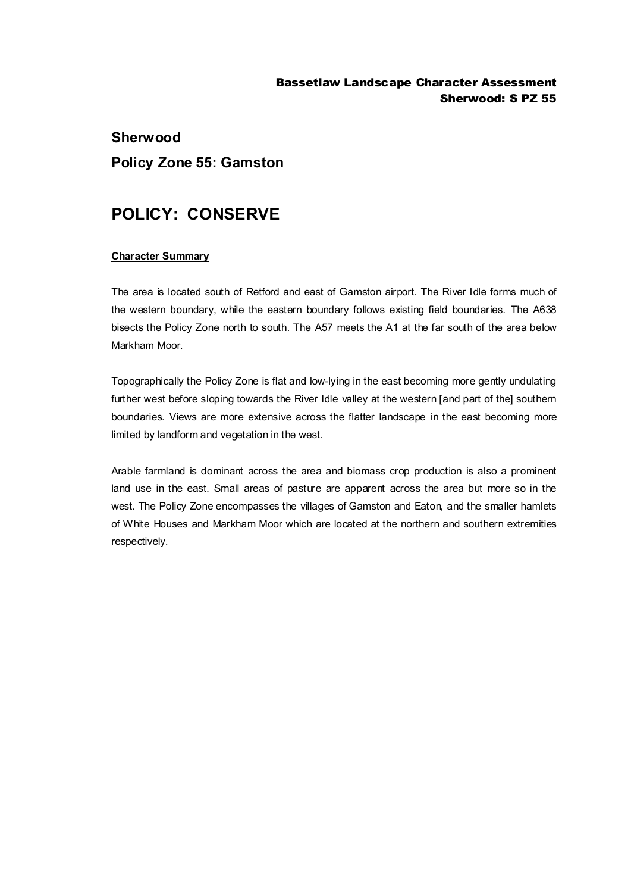# Sherwood

## Policy Zone 55: Gamston

# POLICY: CONSERVE

**Character Summary**

The area is located south of Retford and east of Gamston airport. The River Idle forms much of the western boundary, while the eastern boundary follows existing field boundaries. The A638 bisects the Policy Zone north to south. The A57 meets the A1 at the far south of the area below Markham Moor.

Topographically the Policy Zone is flat and low-lying in the east becoming more gently undulating further west before sloping towards the River Idle valley at the western [and part of the] southern boundaries. Views are more extensive across the flatter landscape in the east becoming more limited by landform and vegetation in the west.

Arable farmland is dominant across the area and biomass crop production is also a prominent land use in the east. Small areas of pasture are apparent across the area but more so in the west. The Policy Zone encompasses the villages of Gamston and Eaton, and the smaller hamlets of White Houses and Markham Moor which are located at the northern and southern extremities respectively.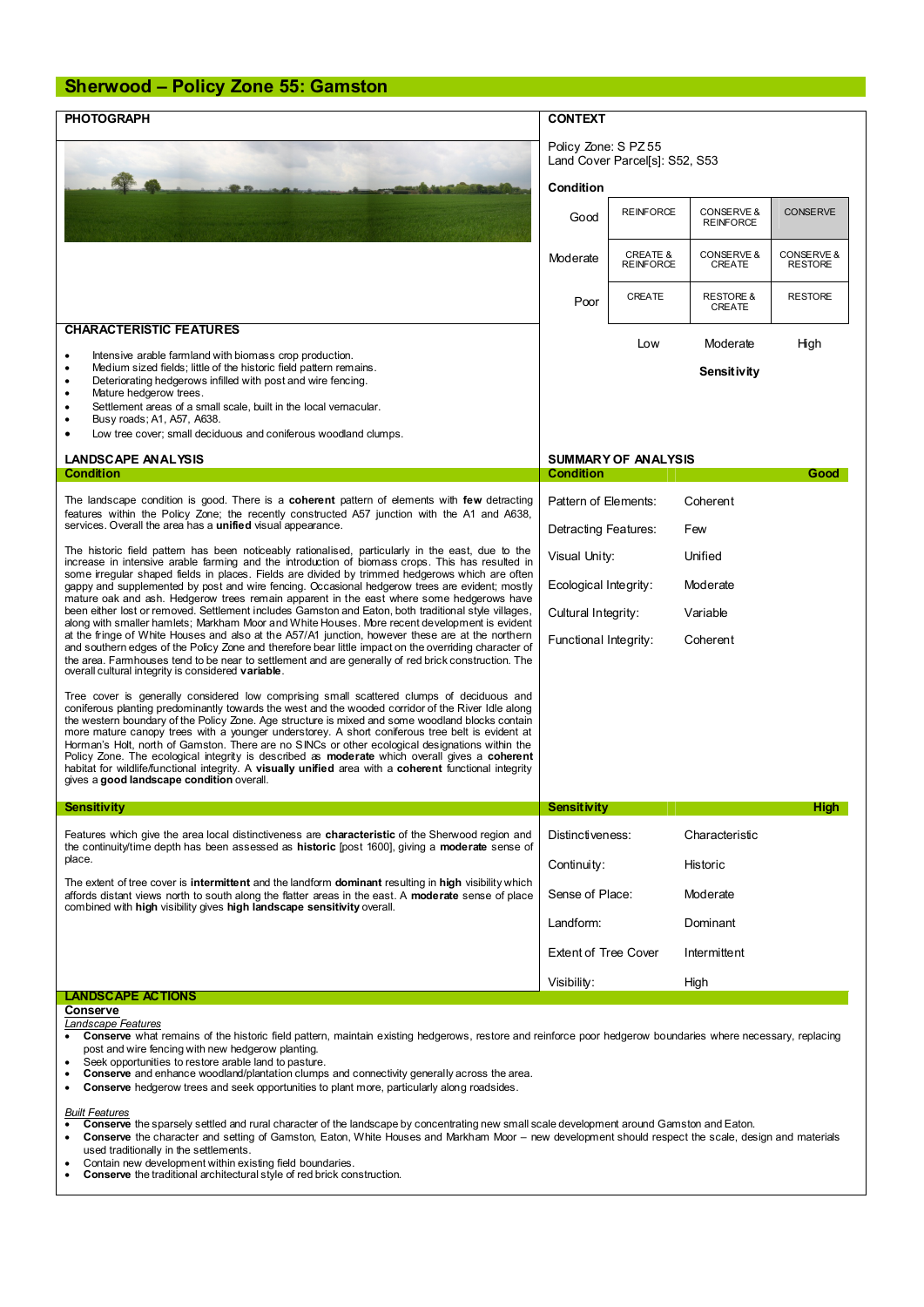# Sherwood – Policy Zone 55: Gamston

## PHOTOGRAPH

## CONTEXT

Policy Zone: S PZ 55
Land Cover Parcel[s]: S52, S53

**Condition**

| | | | |
|---|---|---|---|
| Good | REINFORCE | CONSERVE & REINFORCE | CONSERVE |
| Moderate | CREATE & REINFORCE | CONSERVE & CREATE | CONSERVE & RESTORE |
| Poor | CREATE | RESTORE & CREATE | RESTORE |
| | Low | Moderate | High |

**Sensitivity**

## CHARACTERISTIC FEATURES

- Intensive arable farmland with biomass crop production.
- Medium sized fields; little of the historic field pattern remains.
- Deteriorating hedgerows infilled with post and wire fencing.
- Mature hedgerow trees.
- Settlement areas of a small scale, built in the local vernacular.
- Busy roads; A1, A57, A638.
- Low tree cover; small deciduous and coniferous woodland clumps.

## LANDSCAPE ANALYSIS

### Condition

The landscape condition is good. There is a **coherent** pattern of elements with **few** detracting features within the Policy Zone; the recently constructed A57 junction with the A1 and A638, services. Overall the area has a **unified** visual appearance.

The historic field pattern has been noticeably rationalised, particularly in the east, due to the increase in intensive arable farming and the introduction of biomass crops. This has resulted in some irregular shaped fields in places. Fields are divided by trimmed hedgerows which are often gappy and supplemented by post and wire fencing. Occasional hedgerow trees are evident; mostly mature oak and ash. Hedgerow trees remain apparent in the east where some hedgerows have been either lost or removed. Settlement includes Gamston and Eaton, both traditional style villages, along with smaller hamlets; Markham Moor and White Houses. More recent development is evident at the fringe of White Houses and also at the A57/A1 junction, however these are at the northern and southern edges of the Policy Zone and therefore bear little impact on the overriding character of the area. Farmhouses tend to be near to settlement and are generally of red brick construction. The overall cultural integrity is considered **variable**.

Tree cover is generally considered low comprising small scattered clumps of deciduous and coniferous planting predominantly towards the west and the wooded corridor of the River Idle along the western boundary of the Policy Zone. Age structure is mixed and some woodland blocks contain more mature canopy trees with a younger understorey. A short coniferous tree belt is evident at Horman's Holt, north of Gamston. There are no SINCs or other ecological designations within the Policy Zone. The ecological integrity is described as **moderate** which overall gives a **coherent** habitat for wildlife/functional integrity. A **visually unified** area with a **coherent** functional integrity gives a **good landscape condition** overall.

## SUMMARY OF ANALYSIS

| Condition | Good |
|---|---|
| Pattern of Elements: | Coherent |
| Detracting Features: | Few |
| Visual Unity: | Unified |
| Ecological Integrity: | Moderate |
| Cultural Integrity: | Variable |
| Functional Integrity: | Coherent |

### Sensitivity

Features which give the area local distinctiveness are **characteristic** of the Sherwood region and the continuity/time depth has been assessed as **historic** [post 1600], giving a **moderate** sense of place.

The extent of tree cover is **intermittent** and the landform **dominant** resulting in **high** visibility which affords distant views north to south along the flatter areas in the east. A **moderate** sense of place combined with **high** visibility gives **high landscape sensitivity** overall.

| Sensitivity | High |
|---|---|
| Distinctiveness: | Characteristic |
| Continuity: | Historic |
| Sense of Place: | Moderate |
| Landform: | Dominant |
| Extent of Tree Cover | Intermittent |
| Visibility: | High |

## LANDSCAPE ACTIONS

**Conserve**

*Landscape Features*

- **Conserve** what remains of the historic field pattern, maintain existing hedgerows, restore and reinforce poor hedgerow boundaries where necessary, replacing post and wire fencing with new hedgerow planting.
- Seek opportunities to restore arable land to pasture.
- **Conserve** and enhance woodland/plantation clumps and connectivity generally across the area.
- **Conserve** hedgerow trees and seek opportunities to plant more, particularly along roadsides.

*Built Features*

- **Conserve** the sparsely settled and rural character of the landscape by concentrating new small scale development around Gamston and Eaton.
- **Conserve** the character and setting of Gamston, Eaton, White Houses and Markham Moor – new development should respect the scale, design and materials used traditionally in the settlements.
- Contain new development within existing field boundaries.
- **Conserve** the traditional architectural style of red brick construction.